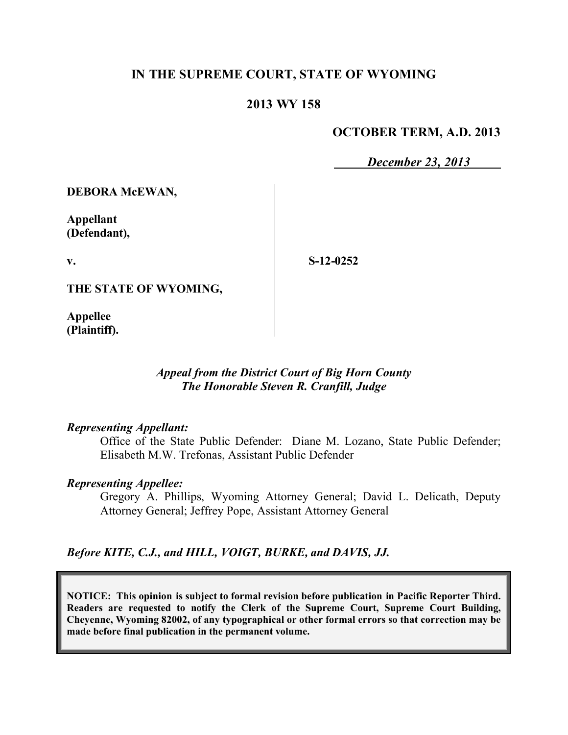# IN THE SUPREME COURT, STATE OF WYOMING

## 2013 WY 158

**OCTOBER TERM, A.D. 2013**

***December 23, 2013***

**DEBORA McEWAN,**

**Appellant (Defendant),**

**v.**

**S-12-0252**

**THE STATE OF WYOMING,**

**Appellee (Plaintiff).**

*Appeal from the District Court of Big Horn County*
*The Honorable Steven R. Cranfill, Judge*

*Representing Appellant:*

Office of the State Public Defender: Diane M. Lozano, State Public Defender; Elisabeth M.W. Trefonas, Assistant Public Defender

*Representing Appellee:*

Gregory A. Phillips, Wyoming Attorney General; David L. Delicath, Deputy Attorney General; Jeffrey Pope, Assistant Attorney General

***Before KITE, C.J., and HILL, VOIGT, BURKE, and DAVIS, JJ.***

**NOTICE: This opinion is subject to formal revision before publication in Pacific Reporter Third. Readers are requested to notify the Clerk of the Supreme Court, Supreme Court Building, Cheyenne, Wyoming 82002, of any typographical or other formal errors so that correction may be made before final publication in the permanent volume.**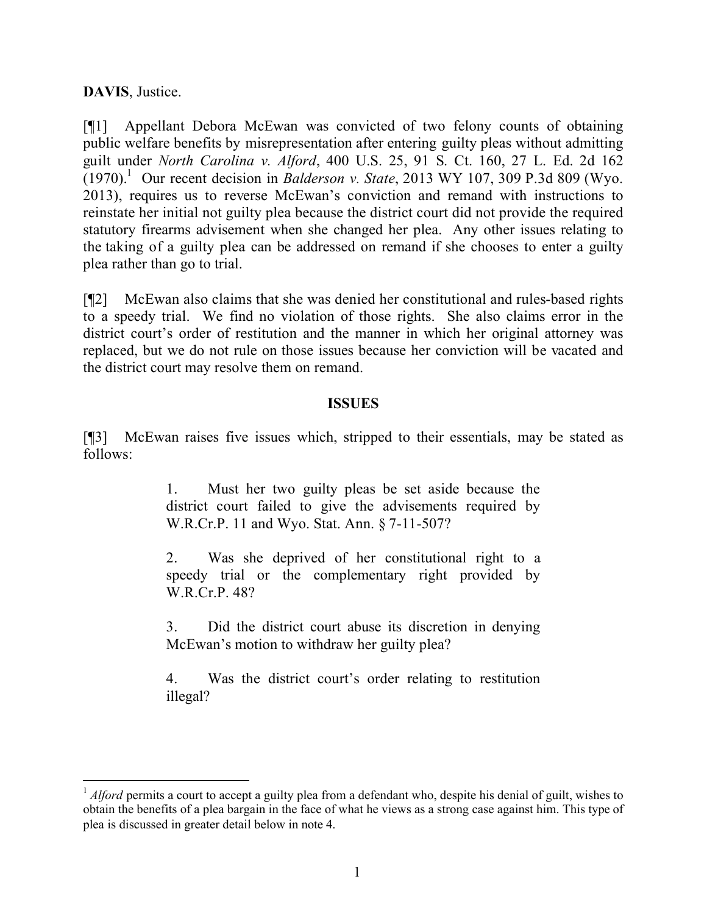**DAVIS**, Justice.

[¶1] Appellant Debora McEwan was convicted of two felony counts of obtaining public welfare benefits by misrepresentation after entering guilty pleas without admitting guilt under *North Carolina v. Alford*, 400 U.S. 25, 91 S. Ct. 160, 27 L. Ed. 2d 162 (1970).[1] Our recent decision in *Balderson v. State*, 2013 WY 107, 309 P.3d 809 (Wyo. 2013), requires us to reverse McEwan's conviction and remand with instructions to reinstate her initial not guilty plea because the district court did not provide the required statutory firearms advisement when she changed her plea. Any other issues relating to the taking of a guilty plea can be addressed on remand if she chooses to enter a guilty plea rather than go to trial.

[¶2] McEwan also claims that she was denied her constitutional and rules-based rights to a speedy trial. We find no violation of those rights. She also claims error in the district court's order of restitution and the manner in which her original attorney was replaced, but we do not rule on those issues because her conviction will be vacated and the district court may resolve them on remand.

## ISSUES

[¶3] McEwan raises five issues which, stripped to their essentials, may be stated as follows:

> 1. Must her two guilty pleas be set aside because the district court failed to give the advisements required by W.R.Cr.P. 11 and Wyo. Stat. Ann. § 7-11-507?
>
> 2. Was she deprived of her constitutional right to a speedy trial or the complementary right provided by W.R.Cr.P. 48?
>
> 3. Did the district court abuse its discretion in denying McEwan's motion to withdraw her guilty plea?
>
> 4. Was the district court's order relating to restitution illegal?

---

[1] *Alford* permits a court to accept a guilty plea from a defendant who, despite his denial of guilt, wishes to obtain the benefits of a plea bargain in the face of what he views as a strong case against him. This type of plea is discussed in greater detail below in note 4.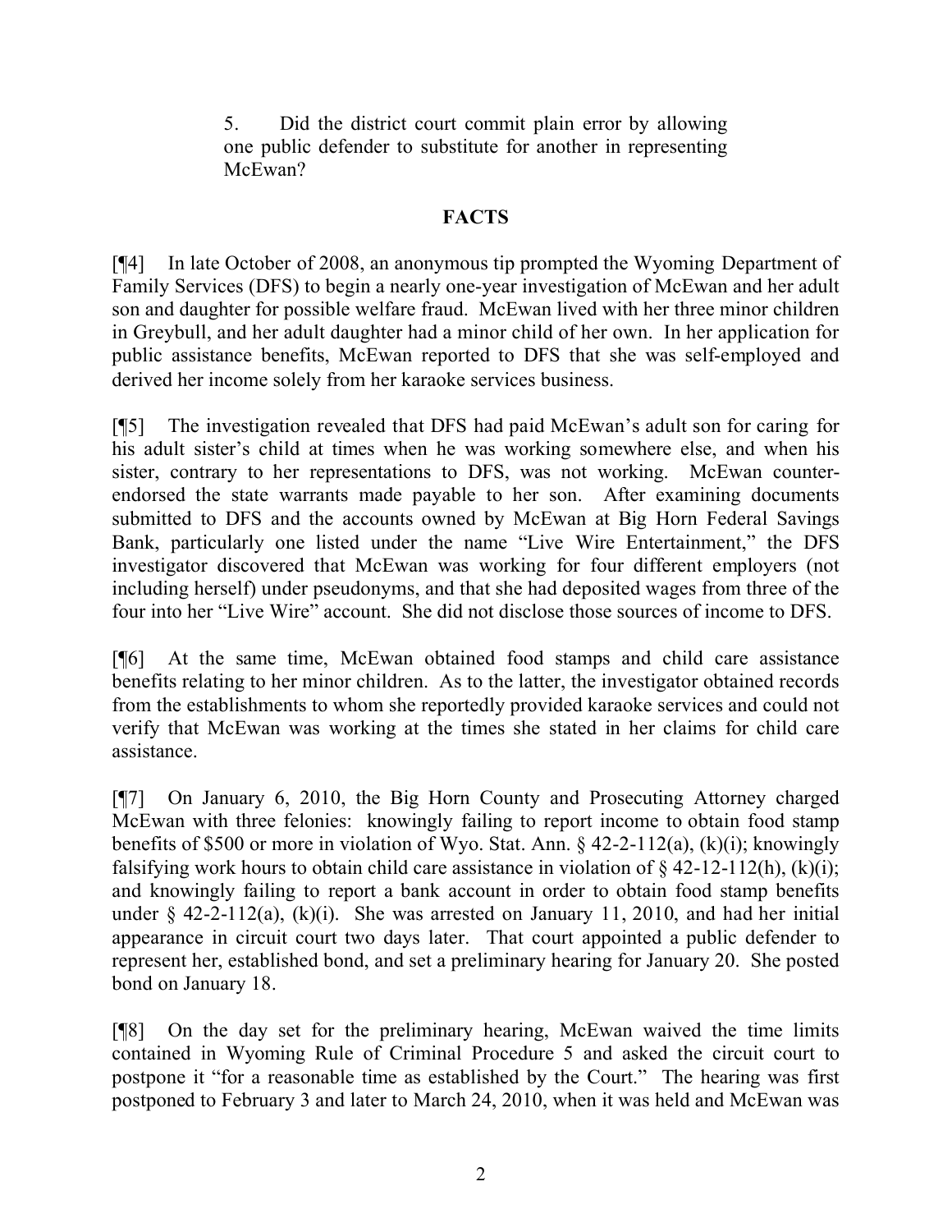5. Did the district court commit plain error by allowing one public defender to substitute for another in representing McEwan?

## FACTS

[¶4] In late October of 2008, an anonymous tip prompted the Wyoming Department of Family Services (DFS) to begin a nearly one-year investigation of McEwan and her adult son and daughter for possible welfare fraud. McEwan lived with her three minor children in Greybull, and her adult daughter had a minor child of her own. In her application for public assistance benefits, McEwan reported to DFS that she was self-employed and derived her income solely from her karaoke services business.

[¶5] The investigation revealed that DFS had paid McEwan's adult son for caring for his adult sister's child at times when he was working somewhere else, and when his sister, contrary to her representations to DFS, was not working. McEwan counter-endorsed the state warrants made payable to her son. After examining documents submitted to DFS and the accounts owned by McEwan at Big Horn Federal Savings Bank, particularly one listed under the name "Live Wire Entertainment," the DFS investigator discovered that McEwan was working for four different employers (not including herself) under pseudonyms, and that she had deposited wages from three of the four into her "Live Wire" account. She did not disclose those sources of income to DFS.

[¶6] At the same time, McEwan obtained food stamps and child care assistance benefits relating to her minor children. As to the latter, the investigator obtained records from the establishments to whom she reportedly provided karaoke services and could not verify that McEwan was working at the times she stated in her claims for child care assistance.

[¶7] On January 6, 2010, the Big Horn County and Prosecuting Attorney charged McEwan with three felonies: knowingly failing to report income to obtain food stamp benefits of $500 or more in violation of Wyo. Stat. Ann. § 42-2-112(a), (k)(i); knowingly falsifying work hours to obtain child care assistance in violation of § 42-12-112(h), (k)(i); and knowingly failing to report a bank account in order to obtain food stamp benefits under § 42-2-112(a), (k)(i). She was arrested on January 11, 2010, and had her initial appearance in circuit court two days later. That court appointed a public defender to represent her, established bond, and set a preliminary hearing for January 20. She posted bond on January 18.

[¶8] On the day set for the preliminary hearing, McEwan waived the time limits contained in Wyoming Rule of Criminal Procedure 5 and asked the circuit court to postpone it "for a reasonable time as established by the Court." The hearing was first postponed to February 3 and later to March 24, 2010, when it was held and McEwan was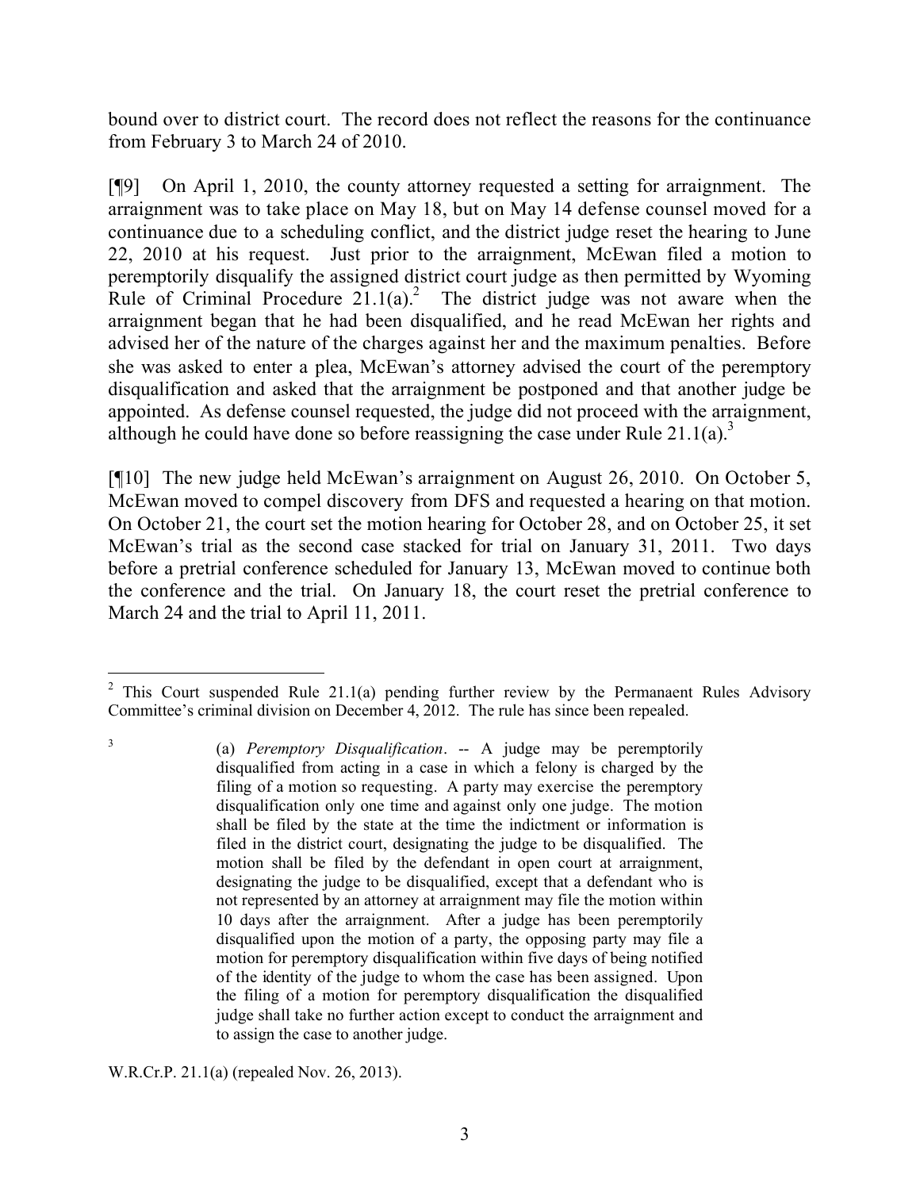bound over to district court. The record does not reflect the reasons for the continuance from February 3 to March 24 of 2010.

[¶9] On April 1, 2010, the county attorney requested a setting for arraignment. The arraignment was to take place on May 18, but on May 14 defense counsel moved for a continuance due to a scheduling conflict, and the district judge reset the hearing to June 22, 2010 at his request. Just prior to the arraignment, McEwan filed a motion to peremptorily disqualify the assigned district court judge as then permitted by Wyoming Rule of Criminal Procedure 21.1(a).[2] The district judge was not aware when the arraignment began that he had been disqualified, and he read McEwan her rights and advised her of the nature of the charges against her and the maximum penalties. Before she was asked to enter a plea, McEwan's attorney advised the court of the peremptory disqualification and asked that the arraignment be postponed and that another judge be appointed. As defense counsel requested, the judge did not proceed with the arraignment, although he could have done so before reassigning the case under Rule 21.1(a).[3]

[¶10] The new judge held McEwan's arraignment on August 26, 2010. On October 5, McEwan moved to compel discovery from DFS and requested a hearing on that motion. On October 21, the court set the motion hearing for October 28, and on October 25, it set McEwan's trial as the second case stacked for trial on January 31, 2011. Two days before a pretrial conference scheduled for January 13, McEwan moved to continue both the conference and the trial. On January 18, the court reset the pretrial conference to March 24 and the trial to April 11, 2011.

---

[2] This Court suspended Rule 21.1(a) pending further review by the Permanaent Rules Advisory Committee's criminal division on December 4, 2012. The rule has since been repealed.

[3]
> (a) *Peremptory Disqualification*. -- A judge may be peremptorily disqualified from acting in a case in which a felony is charged by the filing of a motion so requesting. A party may exercise the peremptory disqualification only one time and against only one judge. The motion shall be filed by the state at the time the indictment or information is filed in the district court, designating the judge to be disqualified. The motion shall be filed by the defendant in open court at arraignment, designating the judge to be disqualified, except that a defendant who is not represented by an attorney at arraignment may file the motion within 10 days after the arraignment. After a judge has been peremptorily disqualified upon the motion of a party, the opposing party may file a motion for peremptory disqualification within five days of being notified of the identity of the judge to whom the case has been assigned. Upon the filing of a motion for peremptory disqualification the disqualified judge shall take no further action except to conduct the arraignment and to assign the case to another judge.

W.R.Cr.P. 21.1(a) (repealed Nov. 26, 2013).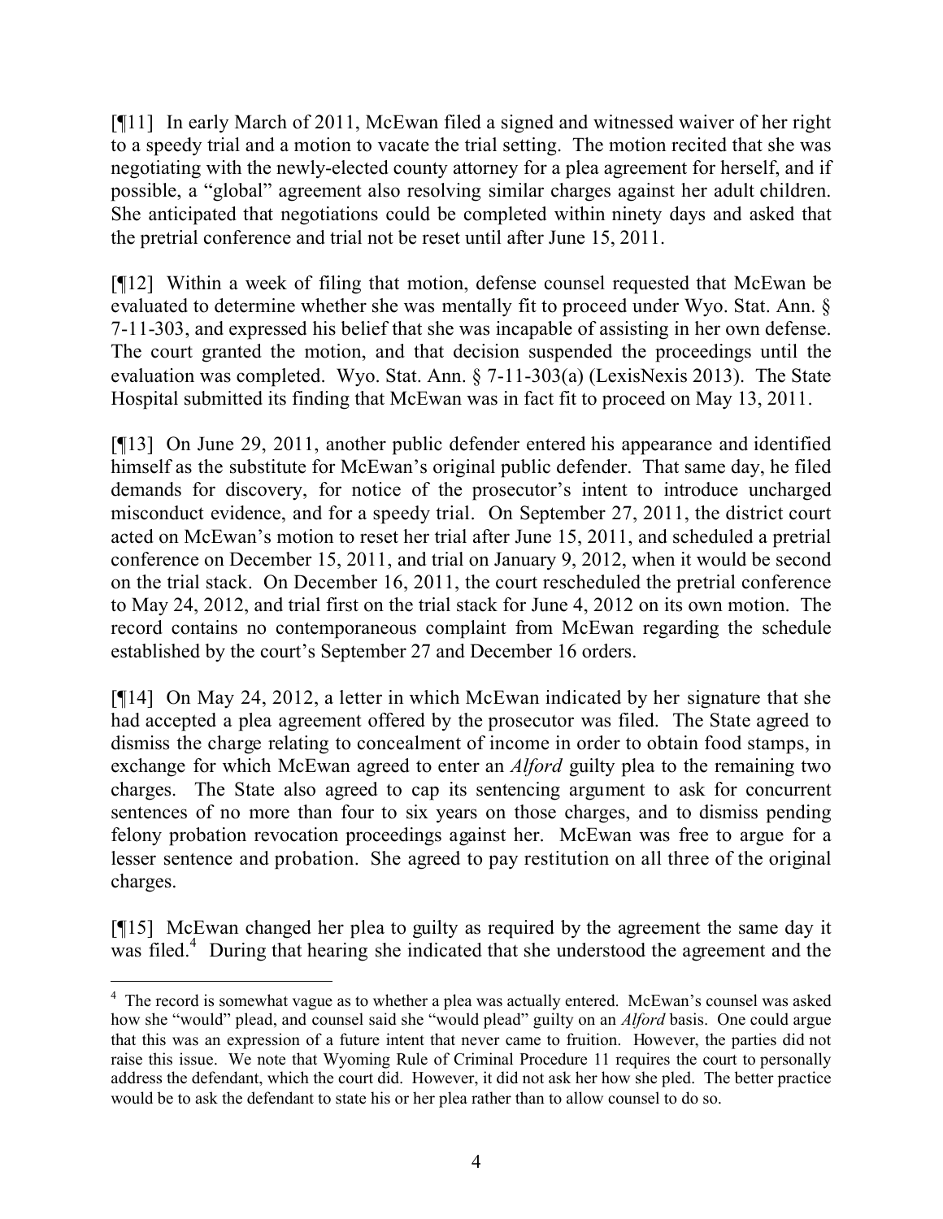[¶11] In early March of 2011, McEwan filed a signed and witnessed waiver of her right to a speedy trial and a motion to vacate the trial setting. The motion recited that she was negotiating with the newly-elected county attorney for a plea agreement for herself, and if possible, a "global" agreement also resolving similar charges against her adult children. She anticipated that negotiations could be completed within ninety days and asked that the pretrial conference and trial not be reset until after June 15, 2011.

[¶12] Within a week of filing that motion, defense counsel requested that McEwan be evaluated to determine whether she was mentally fit to proceed under Wyo. Stat. Ann. § 7-11-303, and expressed his belief that she was incapable of assisting in her own defense. The court granted the motion, and that decision suspended the proceedings until the evaluation was completed. Wyo. Stat. Ann. § 7-11-303(a) (LexisNexis 2013). The State Hospital submitted its finding that McEwan was in fact fit to proceed on May 13, 2011.

[¶13] On June 29, 2011, another public defender entered his appearance and identified himself as the substitute for McEwan's original public defender. That same day, he filed demands for discovery, for notice of the prosecutor's intent to introduce uncharged misconduct evidence, and for a speedy trial. On September 27, 2011, the district court acted on McEwan's motion to reset her trial after June 15, 2011, and scheduled a pretrial conference on December 15, 2011, and trial on January 9, 2012, when it would be second on the trial stack. On December 16, 2011, the court rescheduled the pretrial conference to May 24, 2012, and trial first on the trial stack for June 4, 2012 on its own motion. The record contains no contemporaneous complaint from McEwan regarding the schedule established by the court's September 27 and December 16 orders.

[¶14] On May 24, 2012, a letter in which McEwan indicated by her signature that she had accepted a plea agreement offered by the prosecutor was filed. The State agreed to dismiss the charge relating to concealment of income in order to obtain food stamps, in exchange for which McEwan agreed to enter an *Alford* guilty plea to the remaining two charges. The State also agreed to cap its sentencing argument to ask for concurrent sentences of no more than four to six years on those charges, and to dismiss pending felony probation revocation proceedings against her. McEwan was free to argue for a lesser sentence and probation. She agreed to pay restitution on all three of the original charges.

[¶15] McEwan changed her plea to guilty as required by the agreement the same day it was filed.[4] During that hearing she indicated that she understood the agreement and the

---

[4] The record is somewhat vague as to whether a plea was actually entered. McEwan's counsel was asked how she "would" plead, and counsel said she "would plead" guilty on an *Alford* basis. One could argue that this was an expression of a future intent that never came to fruition. However, the parties did not raise this issue. We note that Wyoming Rule of Criminal Procedure 11 requires the court to personally address the defendant, which the court did. However, it did not ask her how she pled. The better practice would be to ask the defendant to state his or her plea rather than to allow counsel to do so.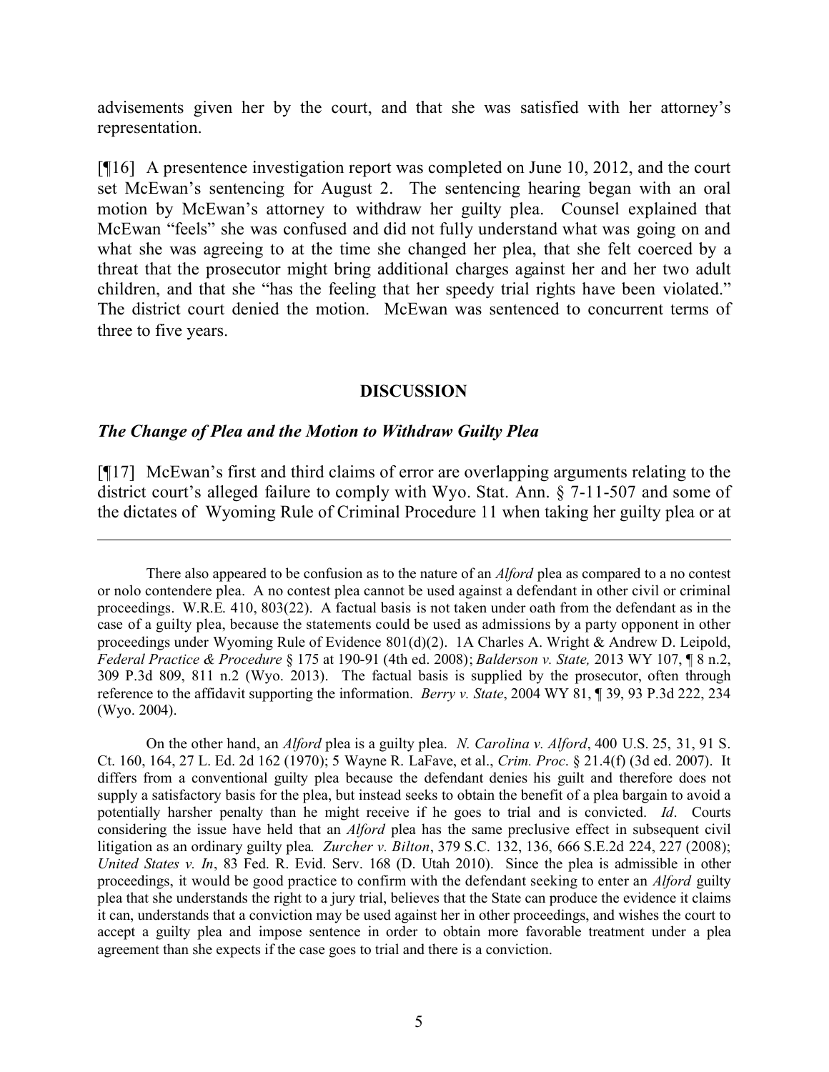advisements given her by the court, and that she was satisfied with her attorney's representation.

[¶16] A presentence investigation report was completed on June 10, 2012, and the court set McEwan's sentencing for August 2. The sentencing hearing began with an oral motion by McEwan's attorney to withdraw her guilty plea. Counsel explained that McEwan "feels" she was confused and did not fully understand what was going on and what she was agreeing to at the time she changed her plea, that she felt coerced by a threat that the prosecutor might bring additional charges against her and her two adult children, and that she "has the feeling that her speedy trial rights have been violated." The district court denied the motion. McEwan was sentenced to concurrent terms of three to five years.

## DISCUSSION

### *The Change of Plea and the Motion to Withdraw Guilty Plea*

[¶17] McEwan's first and third claims of error are overlapping arguments relating to the district court's alleged failure to comply with Wyo. Stat. Ann. § 7-11-507 and some of the dictates of Wyoming Rule of Criminal Procedure 11 when taking her guilty plea or at

---

There also appeared to be confusion as to the nature of an *Alford* plea as compared to a no contest or nolo contendere plea. A no contest plea cannot be used against a defendant in other civil or criminal proceedings. W.R.E. 410, 803(22). A factual basis is not taken under oath from the defendant as in the case of a guilty plea, because the statements could be used as admissions by a party opponent in other proceedings under Wyoming Rule of Evidence 801(d)(2). 1A Charles A. Wright & Andrew D. Leipold, *Federal Practice & Procedure* § 175 at 190-91 (4th ed. 2008); *Balderson v. State,* 2013 WY 107, ¶ 8 n.2, 309 P.3d 809, 811 n.2 (Wyo. 2013). The factual basis is supplied by the prosecutor, often through reference to the affidavit supporting the information. *Berry v. State*, 2004 WY 81, ¶ 39, 93 P.3d 222, 234 (Wyo. 2004).

On the other hand, an *Alford* plea is a guilty plea. *N. Carolina v. Alford*, 400 U.S. 25, 31, 91 S. Ct. 160, 164, 27 L. Ed. 2d 162 (1970); 5 Wayne R. LaFave, et al., *Crim. Proc*. § 21.4(f) (3d ed. 2007). It differs from a conventional guilty plea because the defendant denies his guilt and therefore does not supply a satisfactory basis for the plea, but instead seeks to obtain the benefit of a plea bargain to avoid a potentially harsher penalty than he might receive if he goes to trial and is convicted. *Id*. Courts considering the issue have held that an *Alford* plea has the same preclusive effect in subsequent civil litigation as an ordinary guilty plea*. Zurcher v. Bilton*, 379 S.C. 132, 136, 666 S.E.2d 224, 227 (2008); *United States v. In*, 83 Fed. R. Evid. Serv. 168 (D. Utah 2010). Since the plea is admissible in other proceedings, it would be good practice to confirm with the defendant seeking to enter an *Alford* guilty plea that she understands the right to a jury trial, believes that the State can produce the evidence it claims it can, understands that a conviction may be used against her in other proceedings, and wishes the court to accept a guilty plea and impose sentence in order to obtain more favorable treatment under a plea agreement than she expects if the case goes to trial and there is a conviction.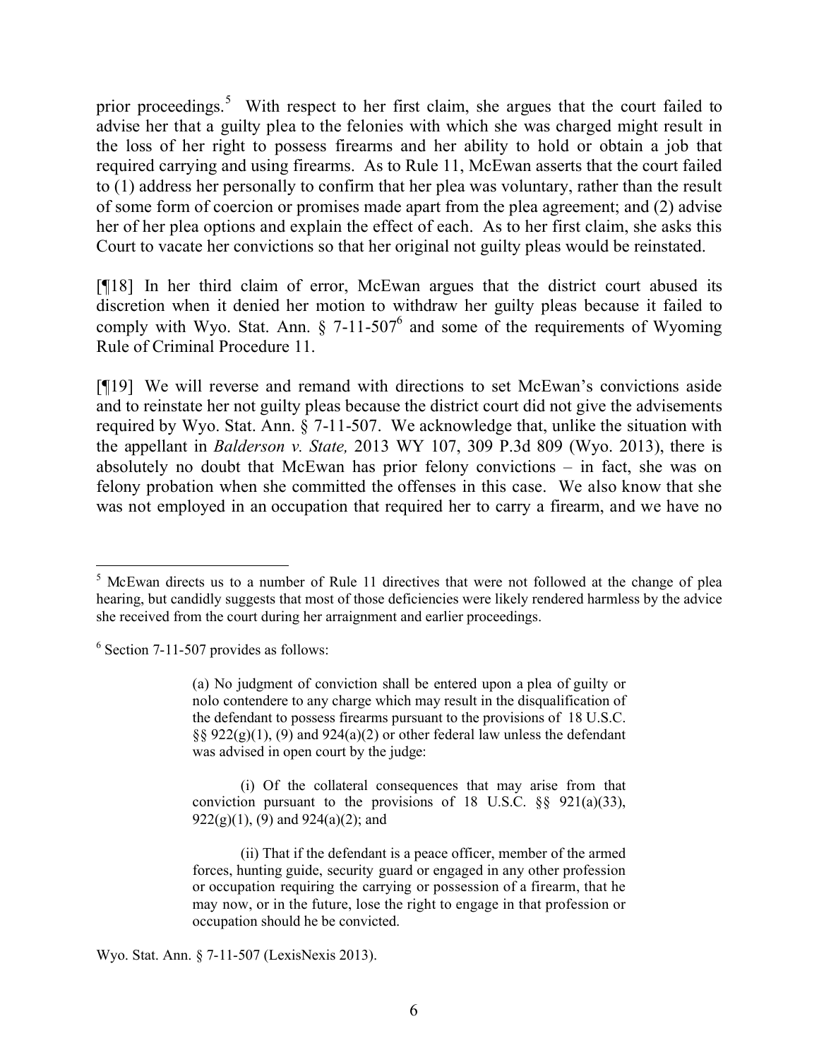prior proceedings.[5] With respect to her first claim, she argues that the court failed to advise her that a guilty plea to the felonies with which she was charged might result in the loss of her right to possess firearms and her ability to hold or obtain a job that required carrying and using firearms. As to Rule 11, McEwan asserts that the court failed to (1) address her personally to confirm that her plea was voluntary, rather than the result of some form of coercion or promises made apart from the plea agreement; and (2) advise her of her plea options and explain the effect of each. As to her first claim, she asks this Court to vacate her convictions so that her original not guilty pleas would be reinstated.

[¶18] In her third claim of error, McEwan argues that the district court abused its discretion when it denied her motion to withdraw her guilty pleas because it failed to comply with Wyo. Stat. Ann. § 7-11-507[6] and some of the requirements of Wyoming Rule of Criminal Procedure 11.

[¶19] We will reverse and remand with directions to set McEwan's convictions aside and to reinstate her not guilty pleas because the district court did not give the advisements required by Wyo. Stat. Ann. § 7-11-507. We acknowledge that, unlike the situation with the appellant in *Balderson v. State,* 2013 WY 107, 309 P.3d 809 (Wyo. 2013), there is absolutely no doubt that McEwan has prior felony convictions – in fact, she was on felony probation when she committed the offenses in this case. We also know that she was not employed in an occupation that required her to carry a firearm, and we have no

---

[5] McEwan directs us to a number of Rule 11 directives that were not followed at the change of plea hearing, but candidly suggests that most of those deficiencies were likely rendered harmless by the advice she received from the court during her arraignment and earlier proceedings.

[6] Section 7-11-507 provides as follows:

> (a) No judgment of conviction shall be entered upon a plea of guilty or nolo contendere to any charge which may result in the disqualification of the defendant to possess firearms pursuant to the provisions of 18 U.S.C. §§ 922(g)(1), (9) and 924(a)(2) or other federal law unless the defendant was advised in open court by the judge:
>
> (i) Of the collateral consequences that may arise from that conviction pursuant to the provisions of 18 U.S.C. §§ 921(a)(33), 922(g)(1), (9) and 924(a)(2); and
>
> (ii) That if the defendant is a peace officer, member of the armed forces, hunting guide, security guard or engaged in any other profession or occupation requiring the carrying or possession of a firearm, that he may now, or in the future, lose the right to engage in that profession or occupation should he be convicted.

Wyo. Stat. Ann. § 7-11-507 (LexisNexis 2013).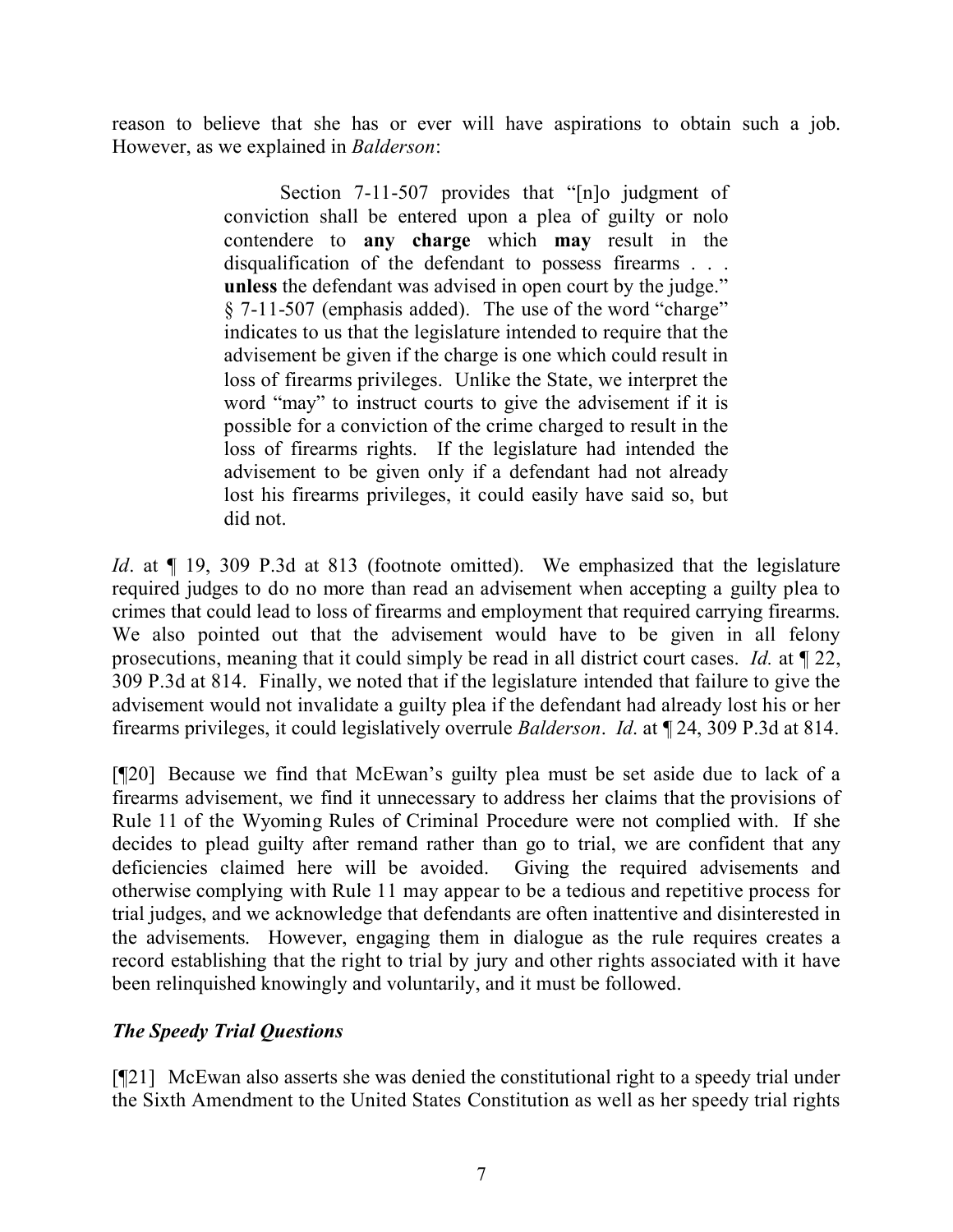reason to believe that she has or ever will have aspirations to obtain such a job. However, as we explained in *Balderson*:

> Section 7-11-507 provides that "[n]o judgment of conviction shall be entered upon a plea of guilty or nolo contendere to **any charge** which **may** result in the disqualification of the defendant to possess firearms . . . **unless** the defendant was advised in open court by the judge." § 7-11-507 (emphasis added). The use of the word "charge" indicates to us that the legislature intended to require that the advisement be given if the charge is one which could result in loss of firearms privileges. Unlike the State, we interpret the word "may" to instruct courts to give the advisement if it is possible for a conviction of the crime charged to result in the loss of firearms rights. If the legislature had intended the advisement to be given only if a defendant had not already lost his firearms privileges, it could easily have said so, but did not.

*Id*. at ¶ 19, 309 P.3d at 813 (footnote omitted). We emphasized that the legislature required judges to do no more than read an advisement when accepting a guilty plea to crimes that could lead to loss of firearms and employment that required carrying firearms. We also pointed out that the advisement would have to be given in all felony prosecutions, meaning that it could simply be read in all district court cases. *Id.* at ¶ 22, 309 P.3d at 814. Finally, we noted that if the legislature intended that failure to give the advisement would not invalidate a guilty plea if the defendant had already lost his or her firearms privileges, it could legislatively overrule *Balderson*. *Id*. at ¶ 24, 309 P.3d at 814.

[¶20] Because we find that McEwan's guilty plea must be set aside due to lack of a firearms advisement, we find it unnecessary to address her claims that the provisions of Rule 11 of the Wyoming Rules of Criminal Procedure were not complied with. If she decides to plead guilty after remand rather than go to trial, we are confident that any deficiencies claimed here will be avoided. Giving the required advisements and otherwise complying with Rule 11 may appear to be a tedious and repetitive process for trial judges, and we acknowledge that defendants are often inattentive and disinterested in the advisements. However, engaging them in dialogue as the rule requires creates a record establishing that the right to trial by jury and other rights associated with it have been relinquished knowingly and voluntarily, and it must be followed.

### *The Speedy Trial Questions*

[¶21] McEwan also asserts she was denied the constitutional right to a speedy trial under the Sixth Amendment to the United States Constitution as well as her speedy trial rights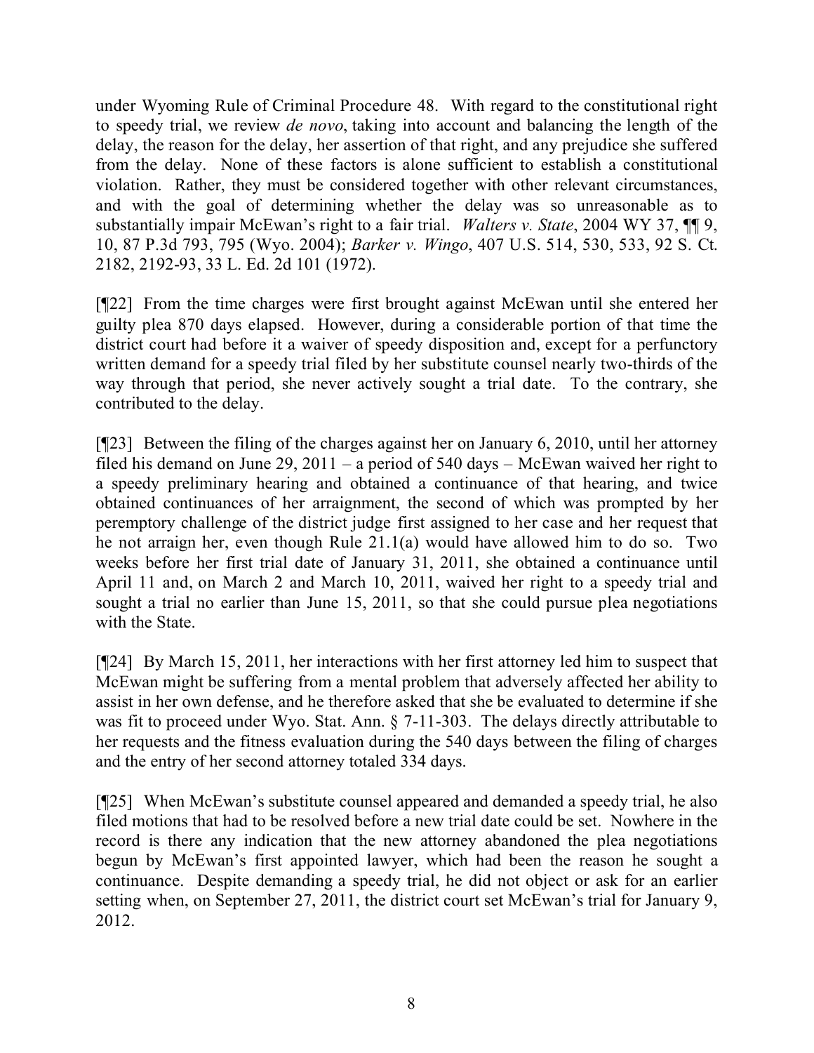under Wyoming Rule of Criminal Procedure 48. With regard to the constitutional right to speedy trial, we review *de novo*, taking into account and balancing the length of the delay, the reason for the delay, her assertion of that right, and any prejudice she suffered from the delay. None of these factors is alone sufficient to establish a constitutional violation. Rather, they must be considered together with other relevant circumstances, and with the goal of determining whether the delay was so unreasonable as to substantially impair McEwan's right to a fair trial. *Walters v. State*, 2004 WY 37, ¶¶ 9, 10, 87 P.3d 793, 795 (Wyo. 2004); *Barker v. Wingo*, 407 U.S. 514, 530, 533, 92 S. Ct. 2182, 2192-93, 33 L. Ed. 2d 101 (1972).

[¶22] From the time charges were first brought against McEwan until she entered her guilty plea 870 days elapsed. However, during a considerable portion of that time the district court had before it a waiver of speedy disposition and, except for a perfunctory written demand for a speedy trial filed by her substitute counsel nearly two-thirds of the way through that period, she never actively sought a trial date. To the contrary, she contributed to the delay.

[¶23] Between the filing of the charges against her on January 6, 2010, until her attorney filed his demand on June 29, 2011 – a period of 540 days – McEwan waived her right to a speedy preliminary hearing and obtained a continuance of that hearing, and twice obtained continuances of her arraignment, the second of which was prompted by her peremptory challenge of the district judge first assigned to her case and her request that he not arraign her, even though Rule 21.1(a) would have allowed him to do so. Two weeks before her first trial date of January 31, 2011, she obtained a continuance until April 11 and, on March 2 and March 10, 2011, waived her right to a speedy trial and sought a trial no earlier than June 15, 2011, so that she could pursue plea negotiations with the State.

[¶24] By March 15, 2011, her interactions with her first attorney led him to suspect that McEwan might be suffering from a mental problem that adversely affected her ability to assist in her own defense, and he therefore asked that she be evaluated to determine if she was fit to proceed under Wyo. Stat. Ann. § 7-11-303. The delays directly attributable to her requests and the fitness evaluation during the 540 days between the filing of charges and the entry of her second attorney totaled 334 days.

[¶25] When McEwan's substitute counsel appeared and demanded a speedy trial, he also filed motions that had to be resolved before a new trial date could be set. Nowhere in the record is there any indication that the new attorney abandoned the plea negotiations begun by McEwan's first appointed lawyer, which had been the reason he sought a continuance. Despite demanding a speedy trial, he did not object or ask for an earlier setting when, on September 27, 2011, the district court set McEwan's trial for January 9, 2012.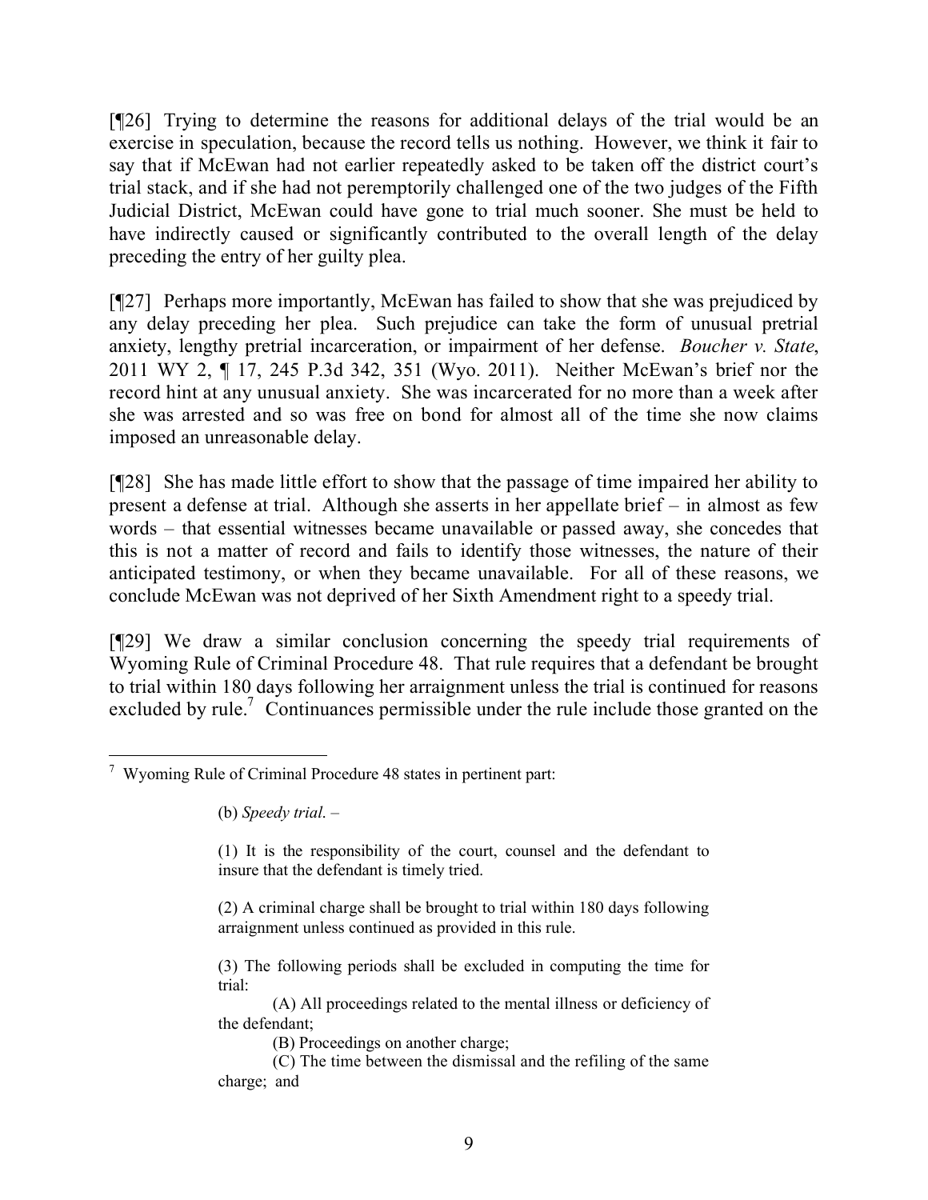[¶26] Trying to determine the reasons for additional delays of the trial would be an exercise in speculation, because the record tells us nothing. However, we think it fair to say that if McEwan had not earlier repeatedly asked to be taken off the district court's trial stack, and if she had not peremptorily challenged one of the two judges of the Fifth Judicial District, McEwan could have gone to trial much sooner. She must be held to have indirectly caused or significantly contributed to the overall length of the delay preceding the entry of her guilty plea.

[¶27] Perhaps more importantly, McEwan has failed to show that she was prejudiced by any delay preceding her plea. Such prejudice can take the form of unusual pretrial anxiety, lengthy pretrial incarceration, or impairment of her defense. *Boucher v. State*, 2011 WY 2, ¶ 17, 245 P.3d 342, 351 (Wyo. 2011). Neither McEwan's brief nor the record hint at any unusual anxiety. She was incarcerated for no more than a week after she was arrested and so was free on bond for almost all of the time she now claims imposed an unreasonable delay.

[¶28] She has made little effort to show that the passage of time impaired her ability to present a defense at trial. Although she asserts in her appellate brief – in almost as few words – that essential witnesses became unavailable or passed away, she concedes that this is not a matter of record and fails to identify those witnesses, the nature of their anticipated testimony, or when they became unavailable. For all of these reasons, we conclude McEwan was not deprived of her Sixth Amendment right to a speedy trial.

[¶29] We draw a similar conclusion concerning the speedy trial requirements of Wyoming Rule of Criminal Procedure 48. That rule requires that a defendant be brought to trial within 180 days following her arraignment unless the trial is continued for reasons excluded by rule.[7] Continuances permissible under the rule include those granted on the

---

[7] Wyoming Rule of Criminal Procedure 48 states in pertinent part:

> (b) *Speedy trial*. –
>
> (1) It is the responsibility of the court, counsel and the defendant to insure that the defendant is timely tried.
>
> (2) A criminal charge shall be brought to trial within 180 days following arraignment unless continued as provided in this rule.
>
> (3) The following periods shall be excluded in computing the time for trial:
>
> (A) All proceedings related to the mental illness or deficiency of the defendant;
>
> (B) Proceedings on another charge;
>
> (C) The time between the dismissal and the refiling of the same charge; and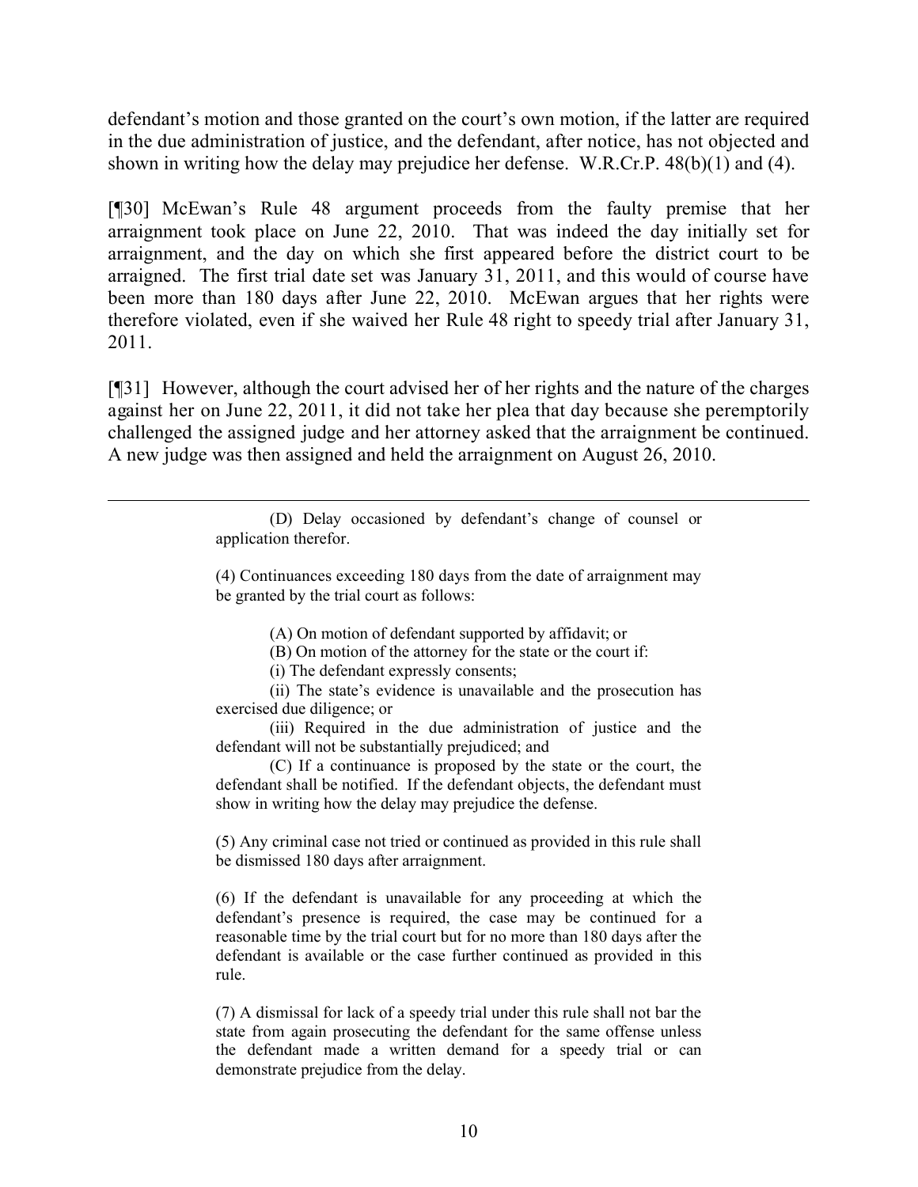defendant's motion and those granted on the court's own motion, if the latter are required in the due administration of justice, and the defendant, after notice, has not objected and shown in writing how the delay may prejudice her defense. W.R.Cr.P. 48(b)(1) and (4).

[¶30] McEwan's Rule 48 argument proceeds from the faulty premise that her arraignment took place on June 22, 2010. That was indeed the day initially set for arraignment, and the day on which she first appeared before the district court to be arraigned. The first trial date set was January 31, 2011, and this would of course have been more than 180 days after June 22, 2010. McEwan argues that her rights were therefore violated, even if she waived her Rule 48 right to speedy trial after January 31, 2011.

[¶31] However, although the court advised her of her rights and the nature of the charges against her on June 22, 2011, it did not take her plea that day because she peremptorily challenged the assigned judge and her attorney asked that the arraignment be continued. A new judge was then assigned and held the arraignment on August 26, 2010.

---

> (D) Delay occasioned by defendant's change of counsel or application therefor.
>
> (4) Continuances exceeding 180 days from the date of arraignment may be granted by the trial court as follows:
>
> (A) On motion of defendant supported by affidavit; or
>
> (B) On motion of the attorney for the state or the court if:
>
> (i) The defendant expressly consents;
>
> (ii) The state's evidence is unavailable and the prosecution has exercised due diligence; or
>
> (iii) Required in the due administration of justice and the defendant will not be substantially prejudiced; and
>
> (C) If a continuance is proposed by the state or the court, the defendant shall be notified. If the defendant objects, the defendant must show in writing how the delay may prejudice the defense.
>
> (5) Any criminal case not tried or continued as provided in this rule shall be dismissed 180 days after arraignment.
>
> (6) If the defendant is unavailable for any proceeding at which the defendant's presence is required, the case may be continued for a reasonable time by the trial court but for no more than 180 days after the defendant is available or the case further continued as provided in this rule.
>
> (7) A dismissal for lack of a speedy trial under this rule shall not bar the state from again prosecuting the defendant for the same offense unless the defendant made a written demand for a speedy trial or can demonstrate prejudice from the delay.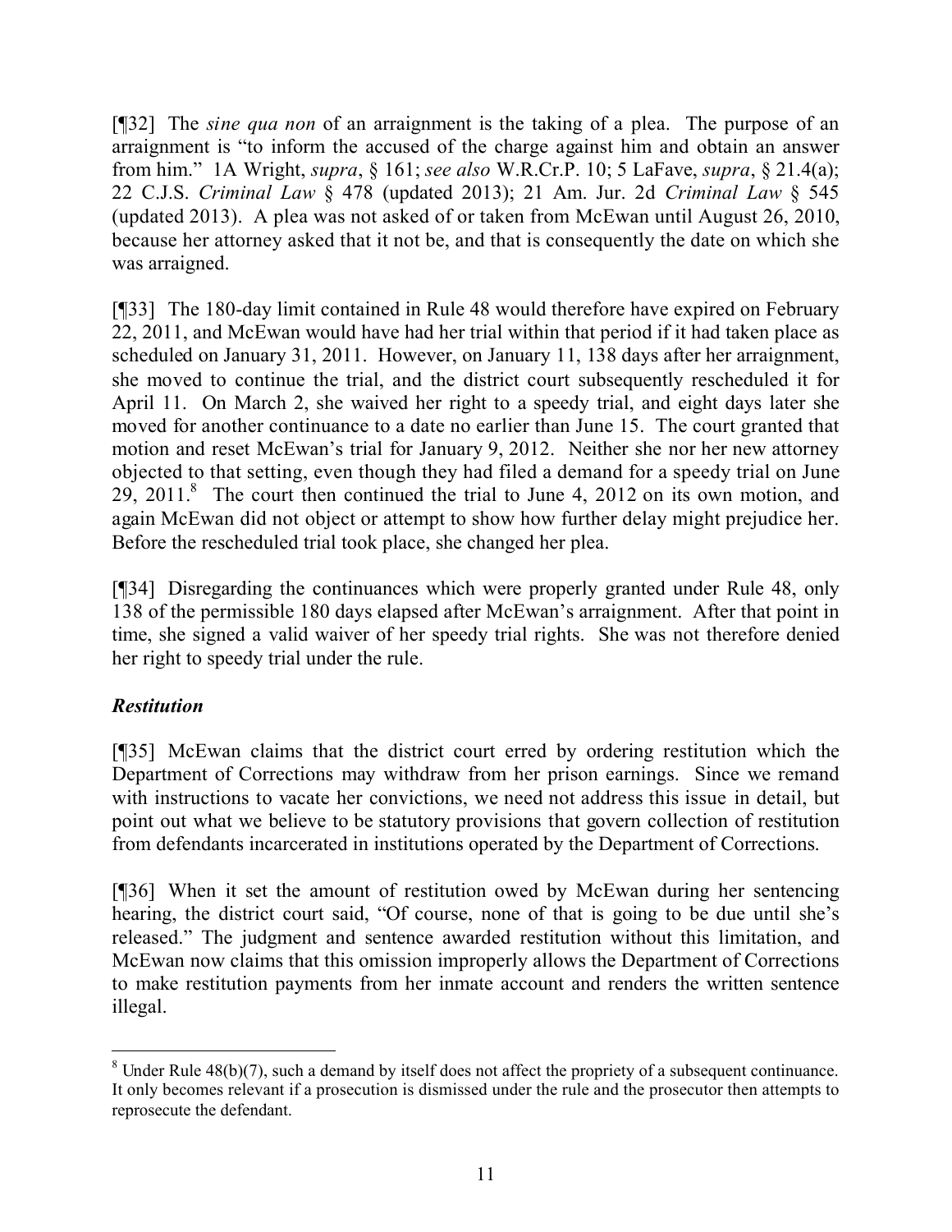[¶32] The *sine qua non* of an arraignment is the taking of a plea. The purpose of an arraignment is "to inform the accused of the charge against him and obtain an answer from him." 1A Wright, *supra*, § 161; *see also* W.R.Cr.P. 10; 5 LaFave, *supra*, § 21.4(a); 22 C.J.S. *Criminal Law* § 478 (updated 2013); 21 Am. Jur. 2d *Criminal Law* § 545 (updated 2013). A plea was not asked of or taken from McEwan until August 26, 2010, because her attorney asked that it not be, and that is consequently the date on which she was arraigned.

[¶33] The 180-day limit contained in Rule 48 would therefore have expired on February 22, 2011, and McEwan would have had her trial within that period if it had taken place as scheduled on January 31, 2011. However, on January 11, 138 days after her arraignment, she moved to continue the trial, and the district court subsequently rescheduled it for April 11. On March 2, she waived her right to a speedy trial, and eight days later she moved for another continuance to a date no earlier than June 15. The court granted that motion and reset McEwan's trial for January 9, 2012. Neither she nor her new attorney objected to that setting, even though they had filed a demand for a speedy trial on June 29, 2011.[8] The court then continued the trial to June 4, 2012 on its own motion, and again McEwan did not object or attempt to show how further delay might prejudice her. Before the rescheduled trial took place, she changed her plea.

[¶34] Disregarding the continuances which were properly granted under Rule 48, only 138 of the permissible 180 days elapsed after McEwan's arraignment. After that point in time, she signed a valid waiver of her speedy trial rights. She was not therefore denied her right to speedy trial under the rule.

### *Restitution*

[¶35] McEwan claims that the district court erred by ordering restitution which the Department of Corrections may withdraw from her prison earnings. Since we remand with instructions to vacate her convictions, we need not address this issue in detail, but point out what we believe to be statutory provisions that govern collection of restitution from defendants incarcerated in institutions operated by the Department of Corrections.

[¶36] When it set the amount of restitution owed by McEwan during her sentencing hearing, the district court said, "Of course, none of that is going to be due until she's released." The judgment and sentence awarded restitution without this limitation, and McEwan now claims that this omission improperly allows the Department of Corrections to make restitution payments from her inmate account and renders the written sentence illegal.

---

[8] Under Rule 48(b)(7), such a demand by itself does not affect the propriety of a subsequent continuance. It only becomes relevant if a prosecution is dismissed under the rule and the prosecutor then attempts to reprosecute the defendant.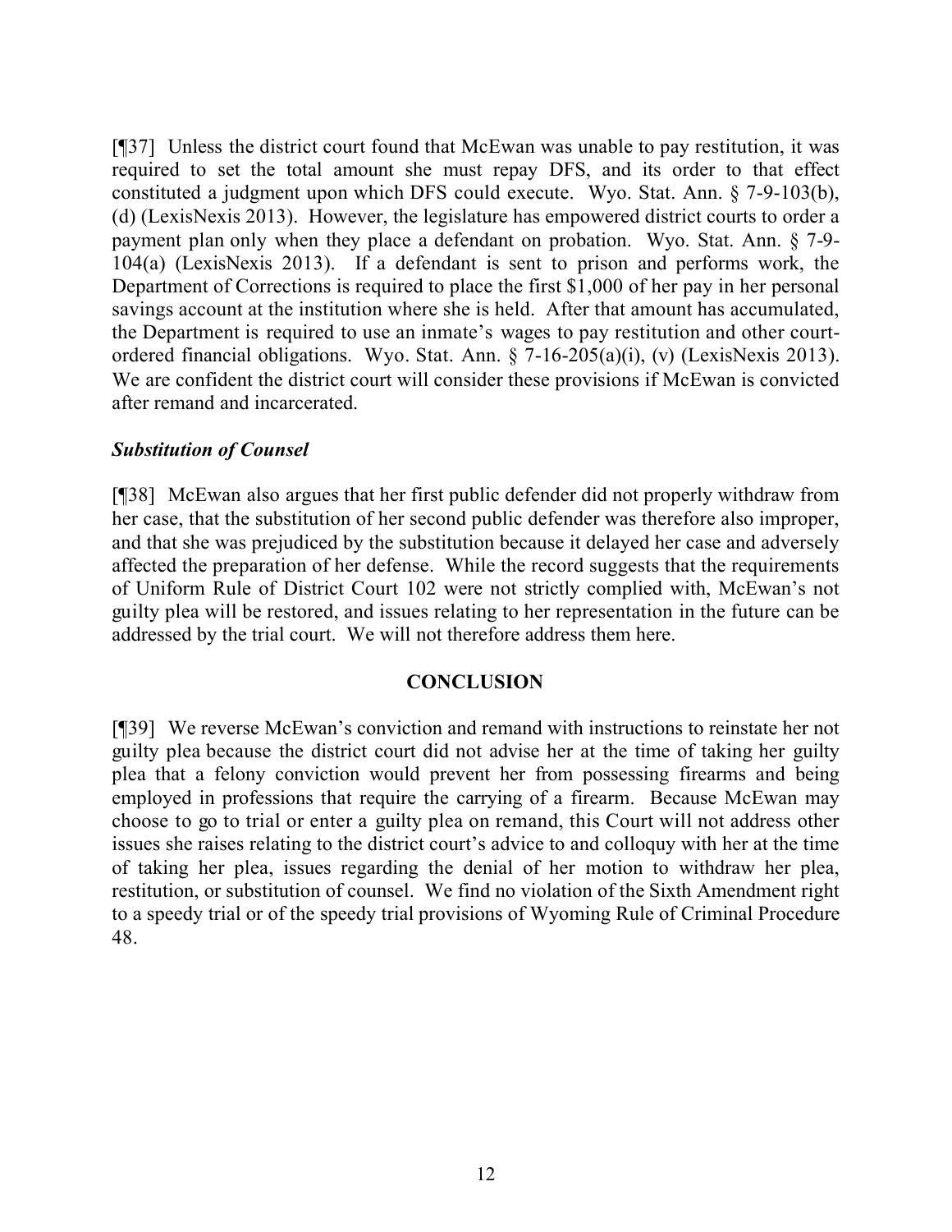[¶37] Unless the district court found that McEwan was unable to pay restitution, it was required to set the total amount she must repay DFS, and its order to that effect constituted a judgment upon which DFS could execute. Wyo. Stat. Ann. § 7-9-103(b), (d) (LexisNexis 2013). However, the legislature has empowered district courts to order a payment plan only when they place a defendant on probation. Wyo. Stat. Ann. § 7-9-104(a) (LexisNexis 2013). If a defendant is sent to prison and performs work, the Department of Corrections is required to place the first $1,000 of her pay in her personal savings account at the institution where she is held. After that amount has accumulated, the Department is required to use an inmate's wages to pay restitution and other court-ordered financial obligations. Wyo. Stat. Ann. § 7-16-205(a)(i), (v) (LexisNexis 2013). We are confident the district court will consider these provisions if McEwan is convicted after remand and incarcerated.

### *Substitution of Counsel*

[¶38] McEwan also argues that her first public defender did not properly withdraw from her case, that the substitution of her second public defender was therefore also improper, and that she was prejudiced by the substitution because it delayed her case and adversely affected the preparation of her defense. While the record suggests that the requirements of Uniform Rule of District Court 102 were not strictly complied with, McEwan's not guilty plea will be restored, and issues relating to her representation in the future can be addressed by the trial court. We will not therefore address them here.

## CONCLUSION

[¶39] We reverse McEwan's conviction and remand with instructions to reinstate her not guilty plea because the district court did not advise her at the time of taking her guilty plea that a felony conviction would prevent her from possessing firearms and being employed in professions that require the carrying of a firearm. Because McEwan may choose to go to trial or enter a guilty plea on remand, this Court will not address other issues she raises relating to the district court's advice to and colloquy with her at the time of taking her plea, issues regarding the denial of her motion to withdraw her plea, restitution, or substitution of counsel. We find no violation of the Sixth Amendment right to a speedy trial or of the speedy trial provisions of Wyoming Rule of Criminal Procedure 48.